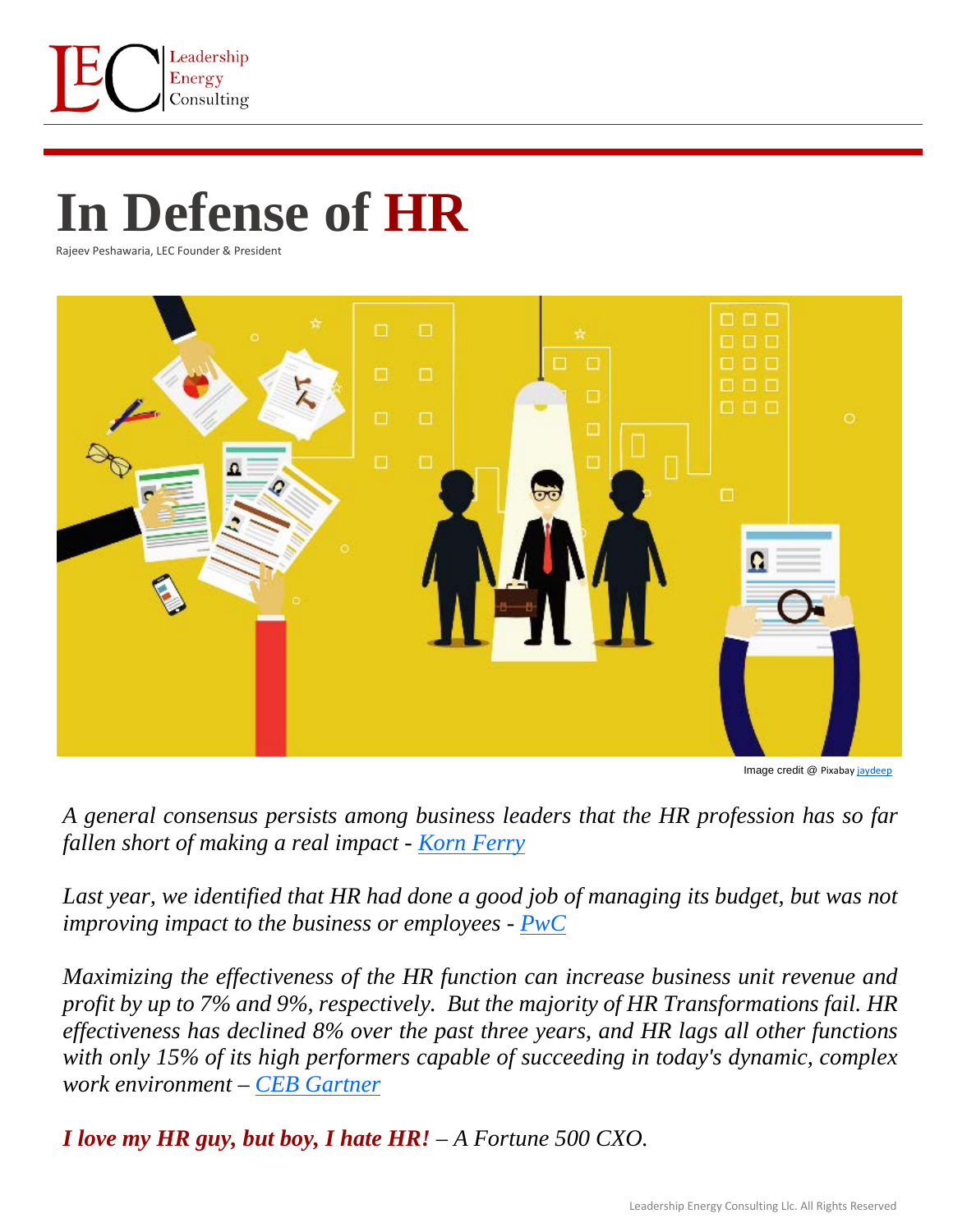# In Defense of HR

Rajeev Peshawaria, LEC Founder & President

Image credit @ Pixabay jaydeep

*A general consensus persists among business leaders that the HR profession has so far fallen short of making a real impact - Korn Ferry*

*Last year, we identified that HR had done a good job of managing its budget, but was not improving impact to the business or employees - PwC*

*Maximizing the effectiveness of the HR function can increase business unit revenue and profit by up to 7% and 9%, respectively. But the majority of HR Transformations fail. HR effectiveness has declined 8% over the past three years, and HR lags all other functions with only 15% of its high performers capable of succeeding in today's dynamic, complex work environment – CEB Gartner*

***I love my HR guy, but boy, I hate HR!*** *– A Fortune 500 CXO.*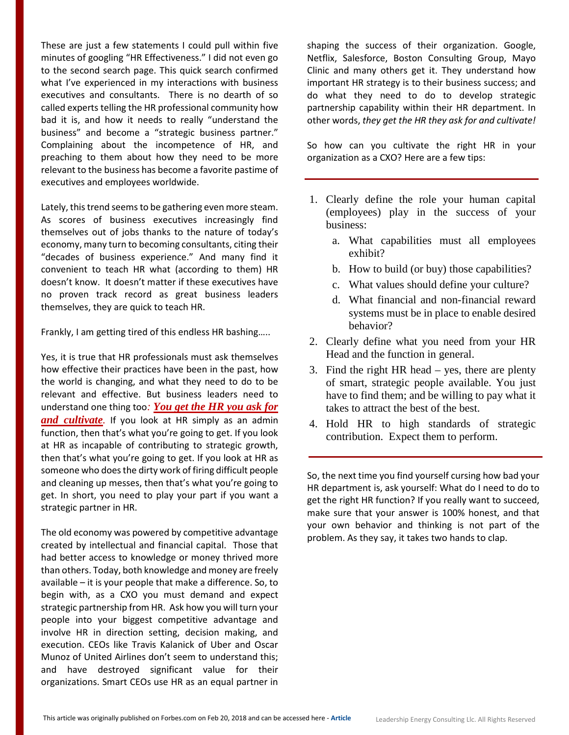These are just a few statements I could pull within five minutes of googling "HR Effectiveness." I did not even go to the second search page. This quick search confirmed what I've experienced in my interactions with business executives and consultants. There is no dearth of so called experts telling the HR professional community how bad it is, and how it needs to really "understand the business" and become a "strategic business partner." Complaining about the incompetence of HR, and preaching to them about how they need to be more relevant to the business has become a favorite pastime of executives and employees worldwide.

Lately, this trend seems to be gathering even more steam. As scores of business executives increasingly find themselves out of jobs thanks to the nature of today's economy, many turn to becoming consultants, citing their "decades of business experience." And many find it convenient to teach HR what (according to them) HR doesn't know. It doesn't matter if these executives have no proven track record as great business leaders themselves, they are quick to teach HR.

Frankly, I am getting tired of this endless HR bashing…..

Yes, it is true that HR professionals must ask themselves how effective their practices have been in the past, how the world is changing, and what they need to do to be relevant and effective. But business leaders need to understand one thing too: ***You get the HR you ask for and cultivate***. If you look at HR simply as an admin function, then that's what you're going to get. If you look at HR as incapable of contributing to strategic growth, then that's what you're going to get. If you look at HR as someone who does the dirty work of firing difficult people and cleaning up messes, then that's what you're going to get. In short, you need to play your part if you want a strategic partner in HR.

The old economy was powered by competitive advantage created by intellectual and financial capital. Those that had better access to knowledge or money thrived more than others. Today, both knowledge and money are freely available – it is your people that make a difference. So, to begin with, as a CXO you must demand and expect strategic partnership from HR. Ask how you will turn your people into your biggest competitive advantage and involve HR in direction setting, decision making, and execution. CEOs like Travis Kalanick of Uber and Oscar Munoz of United Airlines don't seem to understand this; and have destroyed significant value for their organizations. Smart CEOs use HR as an equal partner in shaping the success of their organization. Google, Netflix, Salesforce, Boston Consulting Group, Mayo Clinic and many others get it. They understand how important HR strategy is to their business success; and do what they need to do to develop strategic partnership capability within their HR department. In other words, *they get the HR they ask for and cultivate!*

So how can you cultivate the right HR in your organization as a CXO? Here are a few tips:

1. Clearly define the role your human capital (employees) play in the success of your business:
   a. What capabilities must all employees exhibit?
   b. How to build (or buy) those capabilities?
   c. What values should define your culture?
   d. What financial and non-financial reward systems must be in place to enable desired behavior?
2. Clearly define what you need from your HR Head and the function in general.
3. Find the right HR head – yes, there are plenty of smart, strategic people available. You just have to find them; and be willing to pay what it takes to attract the best of the best.
4. Hold HR to high standards of strategic contribution. Expect them to perform.

So, the next time you find yourself cursing how bad your HR department is, ask yourself: What do I need to do to get the right HR function? If you really want to succeed, make sure that your answer is 100% honest, and that your own behavior and thinking is not part of the problem. As they say, it takes two hands to clap.

This article was originally published on Forbes.com on Feb 20, 2018 and can be accessed here - **Article**

Leadership Energy Consulting Llc. All Rights Reserved